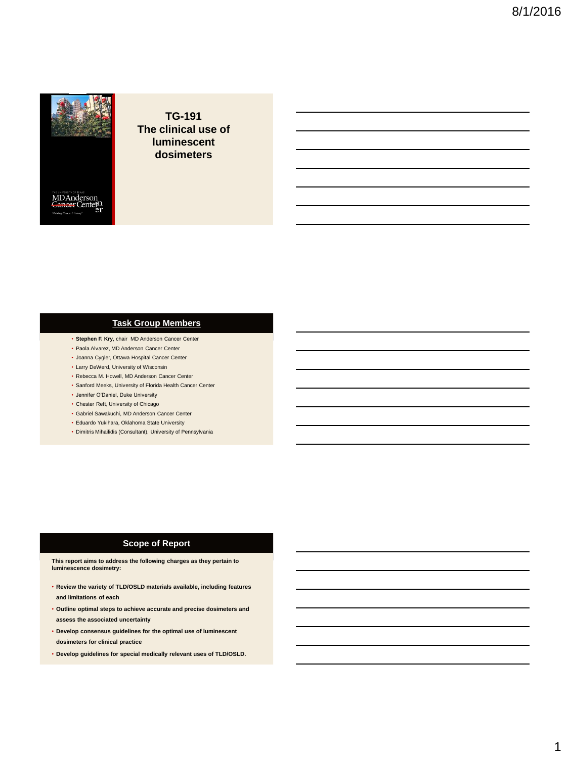# TG-191 The clinical use of luminescent dosimeters

## Task Group Members

- **Stephen F. Kry**, chair MD Anderson Cancer Center
- Paola Alvarez, MD Anderson Cancer Center
- Joanna Cygler, Ottawa Hospital Cancer Center
- Larry DeWerd, University of Wisconsin
- Rebecca M. Howell, MD Anderson Cancer Center
- Sanford Meeks, University of Florida Health Cancer Center
- Jennifer O'Daniel, Duke University
- Chester Reft, University of Chicago
- Gabriel Sawakuchi, MD Anderson Cancer Center
- Eduardo Yukihara, Oklahoma State University
- Dimitris Mihailidis (Consultant), University of Pennsylvania

## Scope of Report

**This report aims to address the following charges as they pertain to luminescence dosimetry:**

- **Review the variety of TLD/OSLD materials available, including features and limitations of each**
- **Outline optimal steps to achieve accurate and precise dosimeters and assess the associated uncertainty**
- **Develop consensus guidelines for the optimal use of luminescent dosimeters for clinical practice**
- **Develop guidelines for special medically relevant uses of TLD/OSLD.**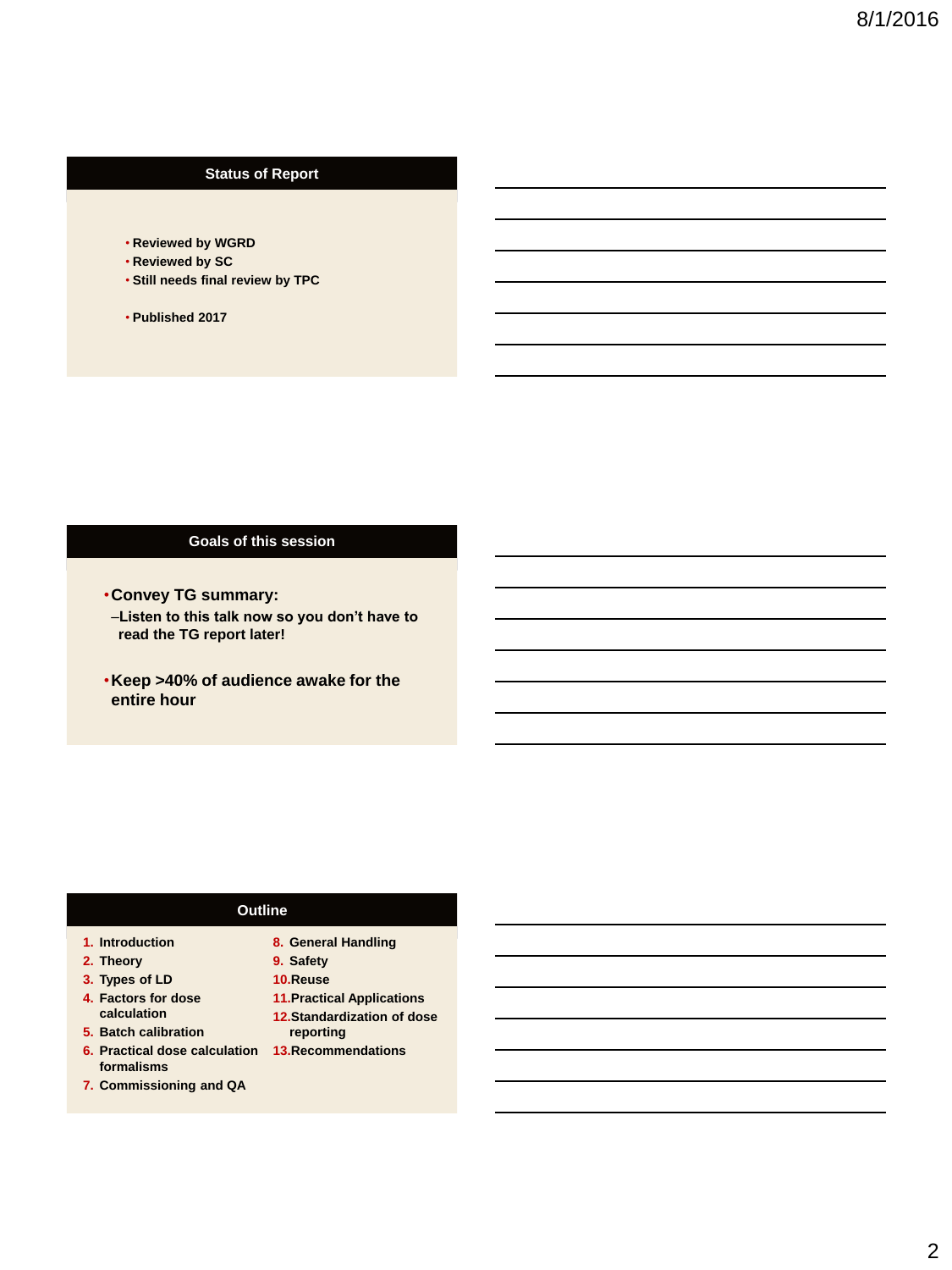## Status of Report

- Reviewed by WGRD
- Reviewed by SC
- Still needs final review by TPC

- Published 2017

## Goals of this session

- Convey TG summary:
  - Listen to this talk now so you don't have to read the TG report later!
- Keep >40% of audience awake for the entire hour

## Outline

1. Introduction
2. Theory
3. Types of LD
4. Factors for dose calculation
5. Batch calibration
6. Practical dose calculation formalisms
7. Commissioning and QA
8. General Handling
9. Safety
10. Reuse
11. Practical Applications
12. Standardization of dose reporting
13. Recommendations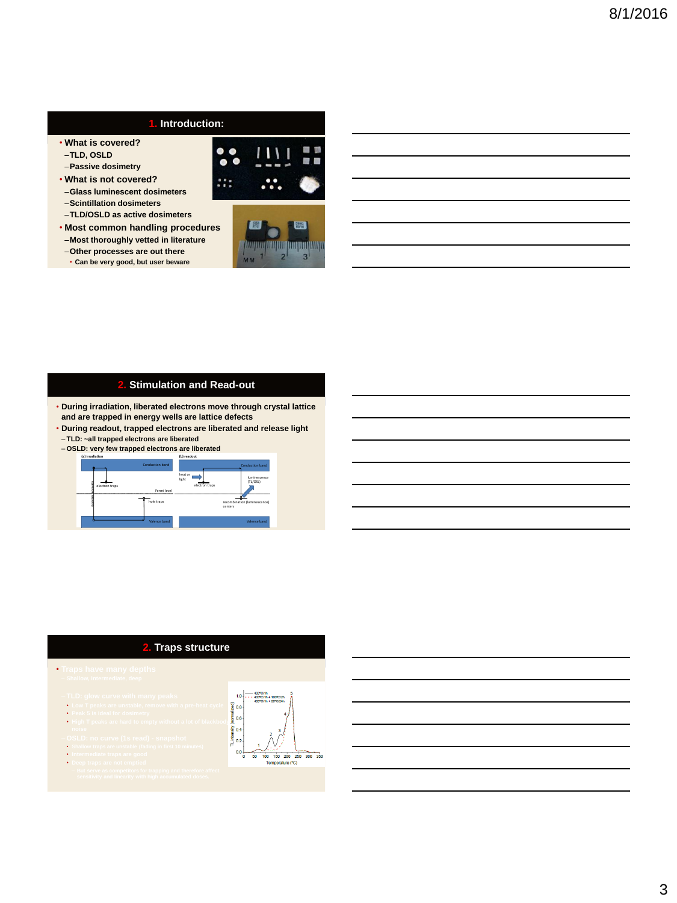## 1. Introduction:

- What is covered?
  - TLD, OSLD
  - Passive dosimetry
- What is not covered?
  - Glass luminescent dosimeters
  - Scintillation dosimeters
  - TLD/OSLD as active dosimeters
- Most common handling procedures
  - Most thoroughly vetted in literature
  - Other processes are out there
    - Can be very good, but user beware

## 2. Stimulation and Read-out

- During irradiation, liberated electrons move through crystal lattice and are trapped in energy wells are lattice defects
- During readout, trapped electrons are liberated and release light
  - TLD: ~all trapped electrons are liberated
  - OSLD: very few trapped electrons are liberated

(a) irradiation — Conduction band, electron traps, Fermi level, hole traps, Valence band

(b) readout — Conduction band, heat or light, electron traps, luminescence (TL/OSL), recombination (luminescence) centers, Valence band

## 2. Traps structure

- Traps have many depths
  - Shallow, intermediate, deep
  - TLD: glow curve with many peaks
    - Low T peaks are unstable, remove with a pre-heat cycle
    - Peak 5 is ideal for dosimetry
    - High T peaks are hard to empty without a lot of blackbody noise
  - OSLD: no curve (1s read) - snapshot
    - Shallow traps are unstable (fading in first 10 minutes)
    - Intermediate traps are good
    - Deep traps are not emptied
      - But serve as competitors for trapping and therefore affect sensitivity and linearity with high accumulated doses.

Graph legend: 400°C/1h; 400°C/1h + 100°C/2h; 400°C/1h + 80°C/24h. Axes: TL intensity (normalized), 0.0–1.0; Temperature (°C), 0–350. Peaks labeled 1–5.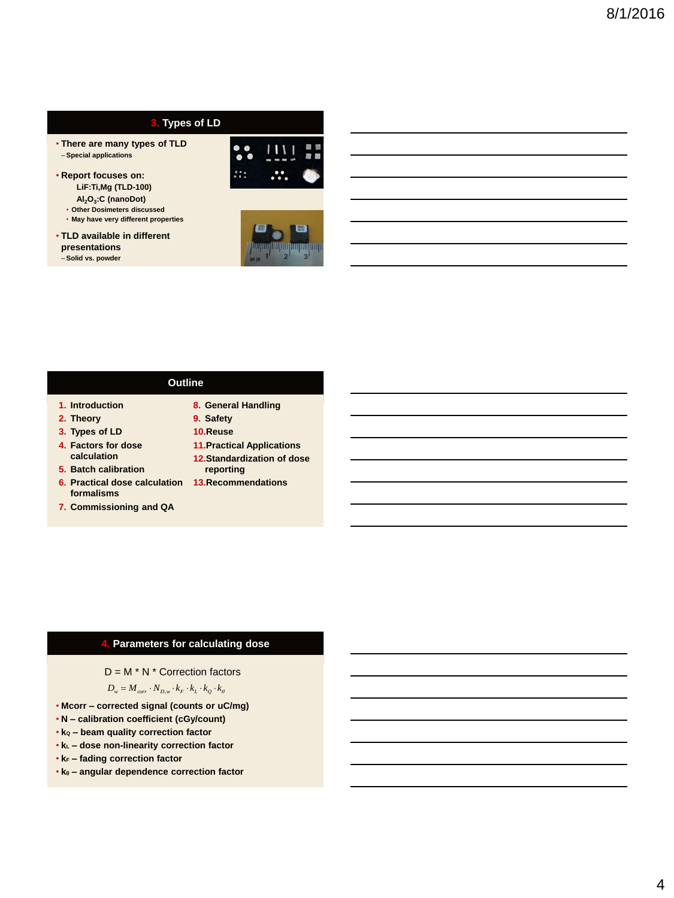## 3. Types of LD

- There are many types of TLD
  - Special applications
- Report focuses on:
  - LiF:Ti,Mg (TLD-100)
  - $Al_2O_3$:C (nanoDot)
  - Other Dosimeters discussed
  - May have very different properties
- TLD available in different presentations
  - Solid vs. powder

## Outline

1. Introduction
2. Theory
3. Types of LD
4. Factors for dose calculation
5. Batch calibration
6. Practical dose calculation formalisms
7. Commissioning and QA
8. General Handling
9. Safety
10. Reuse
11. Practical Applications
12. Standardization of dose reporting
13. Recommendations

## 4. Parameters for calculating dose

D = M * N * Correction factors

$$D_w = M_{corr} \cdot N_{D,w} \cdot k_F \cdot k_L \cdot k_Q \cdot k_\theta$$

- Mcorr – corrected signal (counts or uC/mg)
- N – calibration coefficient (cGy/count)
- $k_Q$ – beam quality correction factor
- $k_L$ – dose non-linearity correction factor
- $k_F$ – fading correction factor
- $k_\theta$ – angular dependence correction factor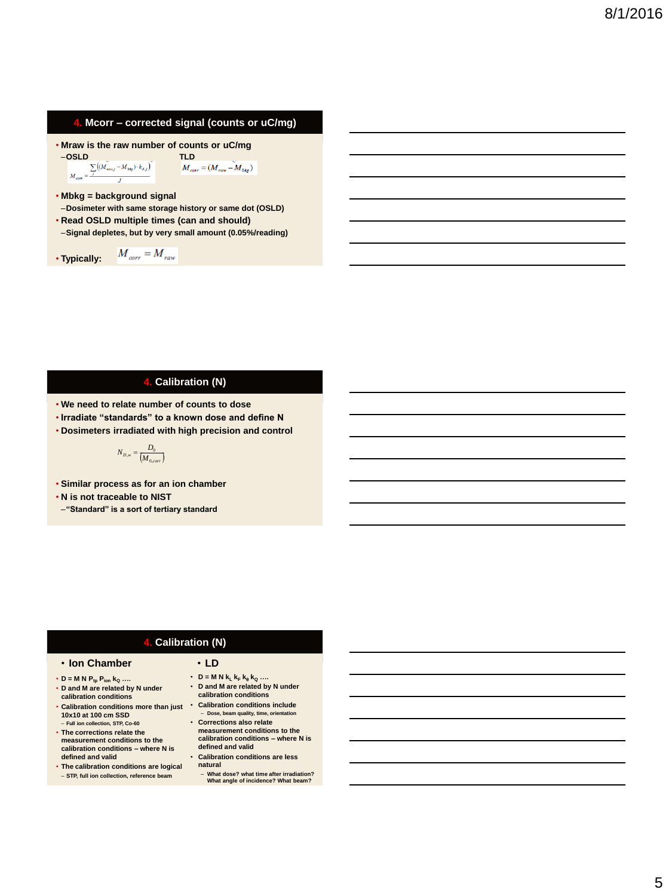## 4. Mcorr – corrected signal (counts or uC/mg)

- Mraw is the raw number of counts or uC/mg
  - OSLD

$$M_{corr} = \frac{\sum_{j} \left( (M_{raw,j} - M_{bkg}) \cdot k_{d,j} \right)}{J}$$

  - TLD

$$M_{corr} = (M_{raw} - M_{bkg})$$

- Mbkg = background signal
  - Dosimeter with same storage history or same dot (OSLD)
- Read OSLD multiple times (can and should)
  - Signal depletes, but by very small amount (0.05%/reading)
- Typically: $M_{corr} = M_{raw}$

## 4. Calibration (N)

- We need to relate number of counts to dose
- Irradiate "standards" to a known dose and define N
- Dosimeters irradiated with high precision and control

$$N_{D,w} = \frac{D_0}{(M_{0,corr})}$$

- Similar process as for an ion chamber
- N is not traceable to NIST
  - "Standard" is a sort of tertiary standard

## 4. Calibration (N)

- **Ion Chamber**
  - $D = M\,N\,P_{tp}\,P_{ion}\,k_Q$ ....
  - D and M are related by N under calibration conditions
  - Calibration conditions more than just 10x10 at 100 cm SSD
    - Full ion collection, STP, Co-60
  - The corrections relate the measurement conditions to the calibration conditions – where N is defined and valid
  - The calibration conditions are logical
    - STP, full ion collection, reference beam

- **LD**
  - $D = M\,N\,k_L\,k_F\,k_\theta\,k_Q$ ....
  - D and M are related by N under calibration conditions
  - Calibration conditions include
    - Dose, beam quality, time, orientation
  - Corrections also relate measurement conditions to the calibration conditions – where N is defined and valid
  - Calibration conditions are less natural
    - What dose? what time after irradiation? What angle of incidence? What beam?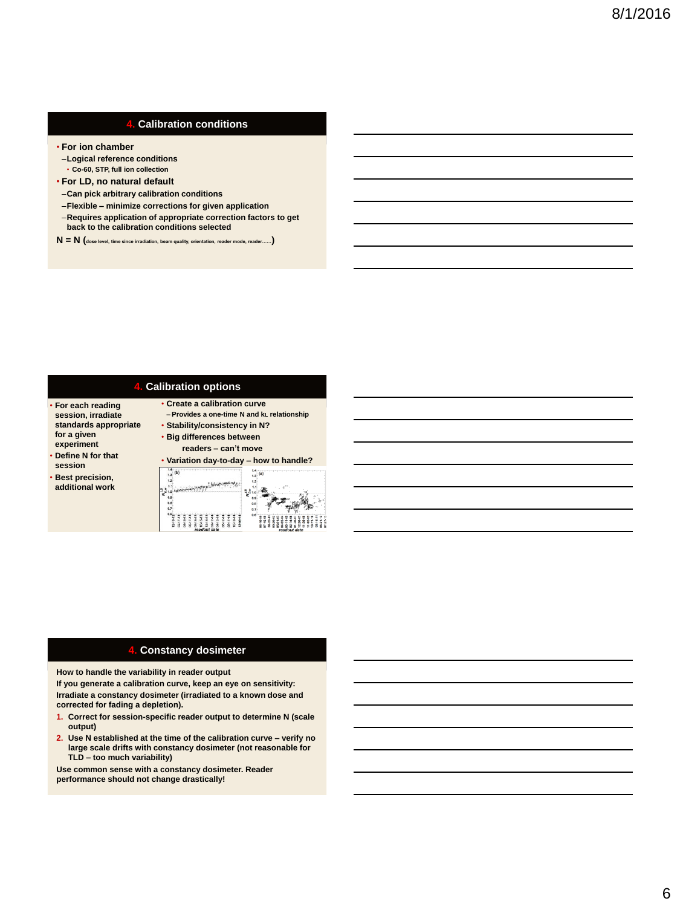## 4. Calibration conditions

- For ion chamber
  - Logical reference conditions
    - Co-60, STP, full ion collection
- For LD, no natural default
  - Can pick arbitrary calibration conditions
  - Flexible – minimize corrections for given application
  - Requires application of appropriate correction factors to get back to the calibration conditions selected

N = N (dose level, time since irradiation, beam quality, orientation, reader mode, reader……)

## 4. Calibration options

- For each reading session, irradiate standards appropriate for a given experiment
- Define N for that session
- Best precision, additional work

- Create a calibration curve
  - Provides a one-time N and $k_L$ relationship
- Stability/consistency in N?
- Big differences between readers – can't move
- Variation day-to-day – how to handle?

## 4. Constancy dosimeter

How to handle the variability in reader output

If you generate a calibration curve, keep an eye on sensitivity:

Irradiate a constancy dosimeter (irradiated to a known dose and corrected for fading a depletion).

1. Correct for session-specific reader output to determine N (scale output)
2. Use N established at the time of the calibration curve – verify no large scale drifts with constancy dosimeter (not reasonable for TLD – too much variability)

Use common sense with a constancy dosimeter. Reader performance should not change drastically!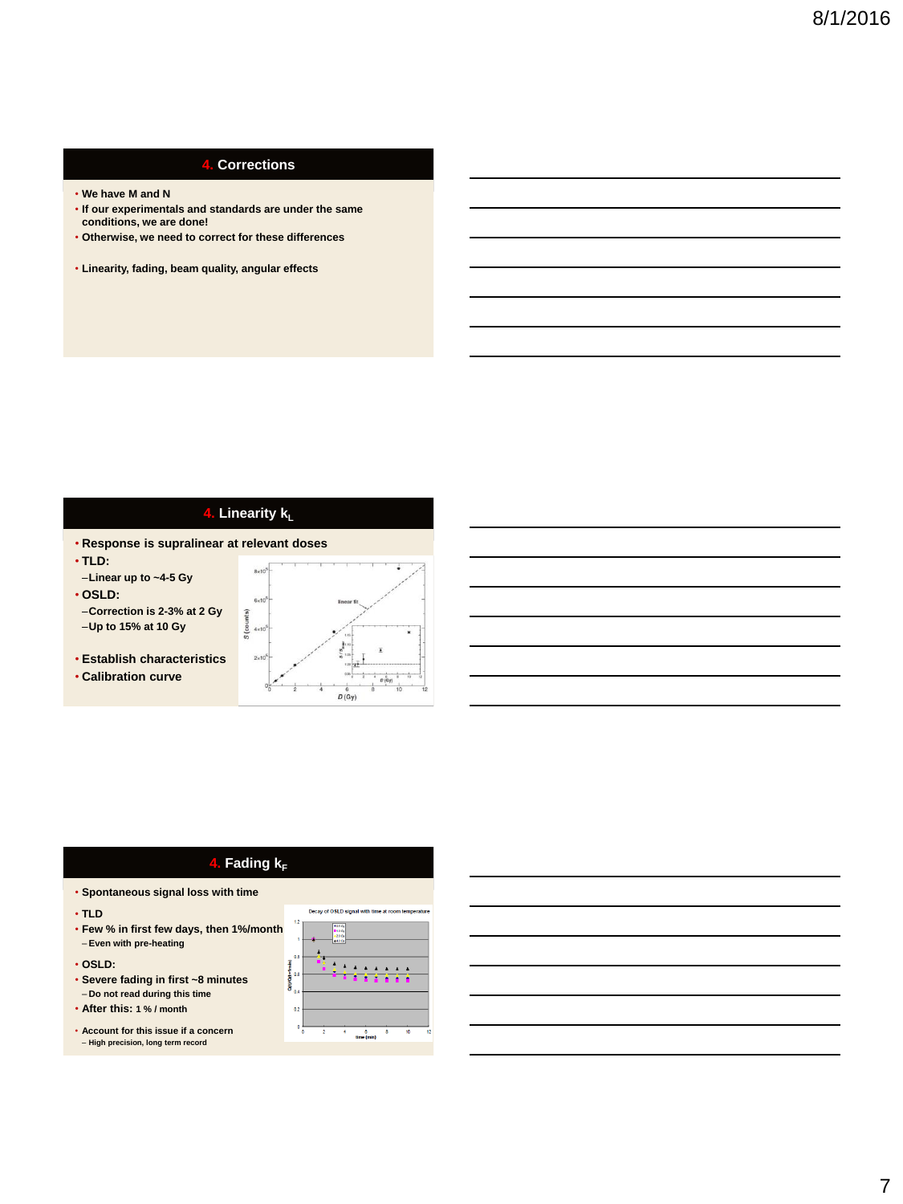## 4. Corrections

- We have M and N
- If our experimentals and standards are under the same conditions, we are done!
- Otherwise, we need to correct for these differences
- Linearity, fading, beam quality, angular effects

## 4. Linearity $k_L$

- Response is supralinear at relevant doses
- TLD:
  - Linear up to ~4-5 Gy
- OSLD:
  - Correction is 2-3% at 2 Gy
  - Up to 15% at 10 Gy
- Establish characteristics
- Calibration curve

## 4. Fading $k_F$

- Spontaneous signal loss with time
- TLD
- Few % in first few days, then 1%/month
  - Even with pre-heating
- OSLD:
- Severe fading in first ~8 minutes
  - Do not read during this time
- After this: 1 % / month
- Account for this issue if a concern
  - High precision, long term record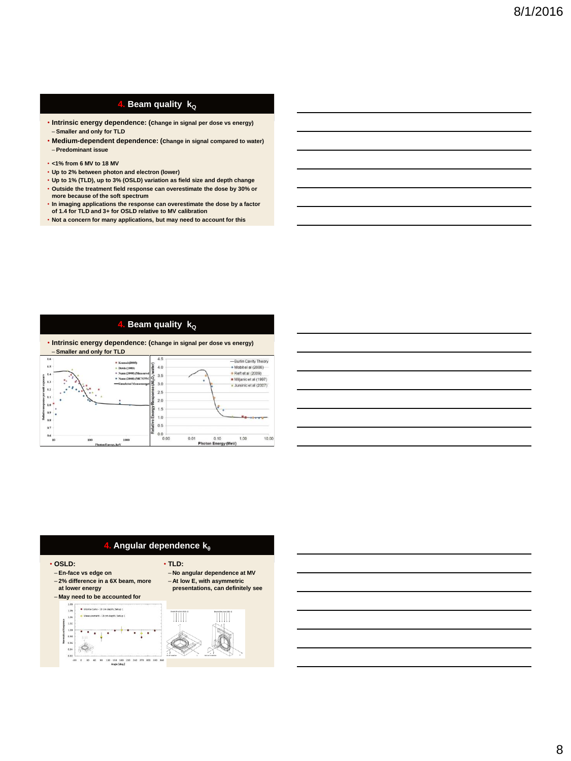## 4. Beam quality $k_Q$

- Intrinsic energy dependence: (change in signal per dose vs energy)
  - Smaller and only for TLD
- Medium-dependent dependence: (change in signal compared to water)
  - Predominant issue

- <1% from 6 MV to 18 MV
- Up to 2% between photon and electron (lower)
- Up to 1% (TLD), up to 3% (OSLD) variation as field size and depth change
- Outside the treatment field response can overestimate the dose by 30% or more because of the soft spectrum
- In imaging applications the response can overestimate the dose by a factor of 1.4 for TLD and 3+ for OSLD relative to MV calibration
- Not a concern for many applications, but may need to account for this

## 4. Beam quality $k_Q$

- Intrinsic energy dependence: (change in signal per dose vs energy)
  - Smaller and only for TLD

## 4. Angular dependence $k_\theta$

- OSLD:
  - En-face vs edge on
  - 2% difference in a 6X beam, more at lower energy
  - May need to be accounted for
- TLD:
  - No angular dependence at MV
  - At low E, with asymmetric presentations, can definitely see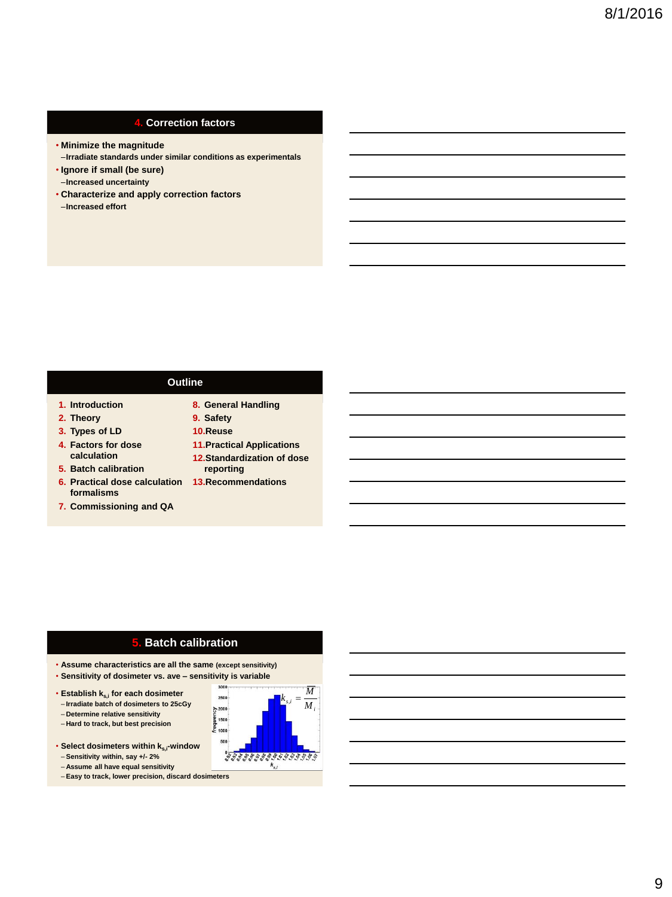## 4. Correction factors

- Minimize the magnitude
  - Irradiate standards under similar conditions as experimentals
- Ignore if small (be sure)
  - Increased uncertainty
- Characterize and apply correction factors
  - Increased effort

## Outline

1. Introduction
2. Theory
3. Types of LD
4. Factors for dose calculation
5. Batch calibration
6. Practical dose calculation formalisms
7. Commissioning and QA
8. General Handling
9. Safety
10. Reuse
11. Practical Applications
12. Standardization of dose reporting
13. Recommendations

## 5. Batch calibration

- Assume characteristics are all the same (except sensitivity)
- Sensitivity of dosimeter vs. ave – sensitivity is variable
- Establish $k_{s,i}$ for each dosimeter
  - Irradiate batch of dosimeters to 25cGy
  - Determine relative sensitivity
  - Hard to track, but best precision
- Select dosimeters within $k_{s,i}$-window
  - Sensitivity within, say +/- 2%
  - Assume all have equal sensitivity
  - Easy to track, lower precision, discard dosimeters

$$k_{s,i} = \frac{\overline{M}}{M_i}$$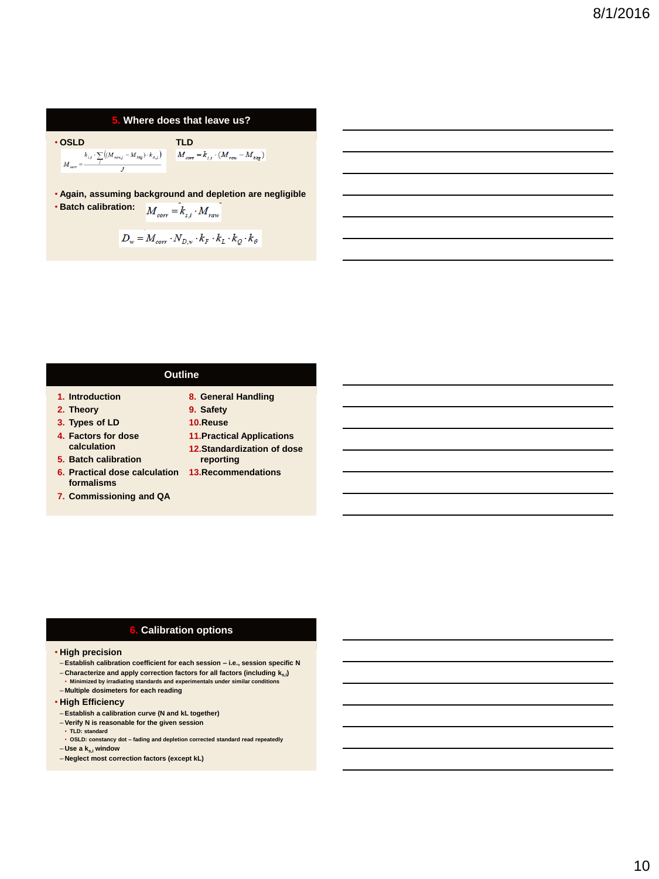## 5. Where does that leave us?

- **OSLD**

$$M_{corr} = \frac{k_{s,i} \cdot \sum_{j}\left((M_{raw,j} - M_{bkg}) \cdot k_{d,j}\right)}{J}$$

**TLD**

$$M_{corr} = k_{s,i} \cdot (M_{raw} - M_{bkg})$$

- **Again, assuming background and depletion are negligible**
- **Batch calibration:**

$$M_{corr} = \bar{k}_{s,i} \cdot \bar{M}_{raw}$$

$$D_w = M_{corr} \cdot N_{D,w} \cdot k_F \cdot k_L \cdot k_Q \cdot k_\theta$$

## Outline

1. **Introduction**
2. **Theory**
3. **Types of LD**
4. **Factors for dose calculation**
5. **Batch calibration**
6. **Practical dose calculation formalisms**
7. **Commissioning and QA**
8. **General Handling**
9. **Safety**
10. **Reuse**
11. **Practical Applications**
12. **Standardization of dose reporting**
13. **Recommendations**

## 6. Calibration options

- **High precision**
  - Establish calibration coefficient for each session – i.e., session specific N
  - Characterize and apply correction factors for all factors (including $k_{s,i}$)
    - Minimized by irradiating standards and experimentals under similar conditions
  - Multiple dosimeters for each reading
- **High Efficiency**
  - Establish a calibration curve (N and kL together)
  - Verify N is reasonable for the given session
    - TLD: standard
    - OSLD: constancy dot – fading and depletion corrected standard read repeatedly
  - Use a $k_{s,i}$ window
  - Neglect most correction factors (except kL)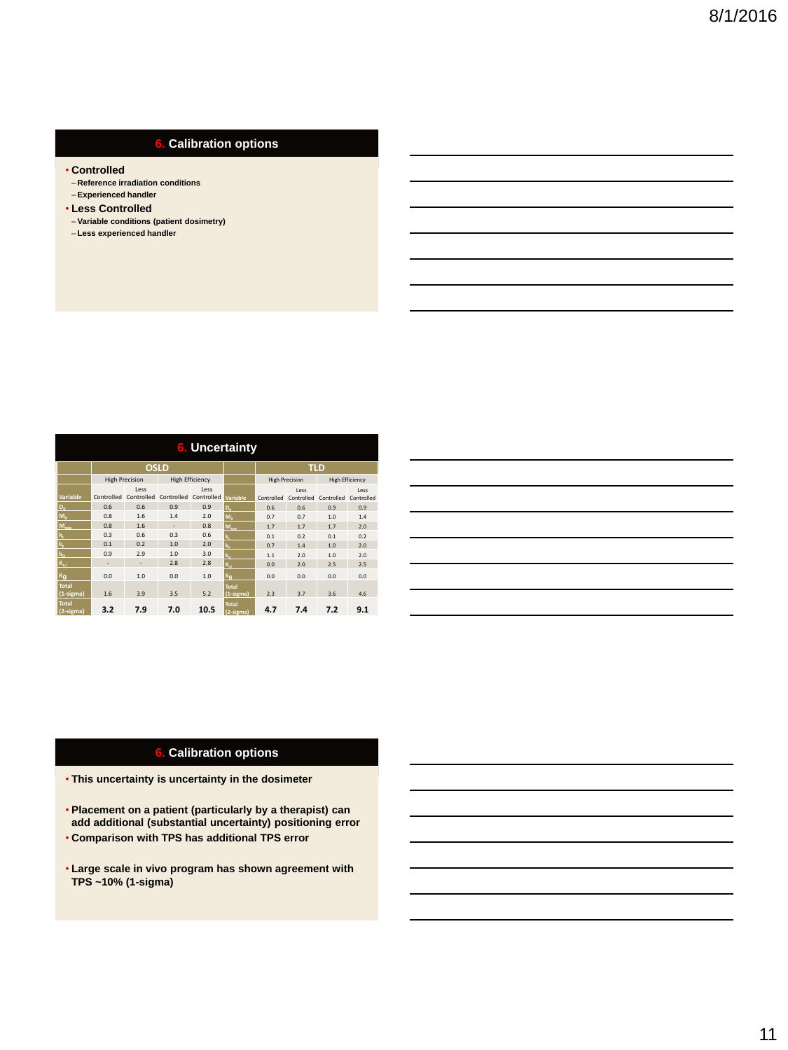## 6. Calibration options

- Controlled
  - Reference irradiation conditions
  - Experienced handler
- Less Controlled
  - Variable conditions (patient dosimetry)
  - Less experienced handler

## 6. Uncertainty

| | OSLD | | | | | TLD | | | |
|---|---|---|---|---|---|---|---|---|---|
| | High Precision | | High Efficiency | | | High Precision | | High Efficiency | |
| Variable | Controlled | Less Controlled | Controlled | Less Controlled | Variable | Controlled | Less Controlled | Controlled | Less Controlled |
| $D_0$ | 0.6 | 0.6 | 0.9 | 0.9 | $D_0$ | 0.6 | 0.6 | 0.9 | 0.9 |
| $M_0$ | 0.8 | 1.6 | 1.4 | 2.0 | $M_0$ | 0.7 | 0.7 | 1.0 | 1.4 |
| $M_{raw}$ | 0.8 | 1.6 | - | 0.8 | $M_{raw}$ | 1.7 | 1.7 | 1.7 | 2.0 |
| $k_L$ | 0.3 | 0.6 | 0.3 | 0.6 | $k_L$ | 0.1 | 0.2 | 0.1 | 0.2 |
| $k_F$ | 0.1 | 0.2 | 1.0 | 2.0 | $k_F$ | 0.7 | 1.4 | 1.0 | 2.0 |
| $k_Q$ | 0.9 | 2.9 | 1.0 | 3.0 | $k_Q$ | 1.1 | 2.0 | 1.0 | 2.0 |
| $K_{s,i}$ | - | - | 2.8 | 2.8 | $K_{s,i}$ | 0.0 | 2.0 | 2.5 | 2.5 |
| $K_\theta$ | 0.0 | 1.0 | 0.0 | 1.0 | $K_\theta$ | 0.0 | 0.0 | 0.0 | 0.0 |
| Total (1-sigma) | 1.6 | 3.9 | 3.5 | 5.2 | Total (1-sigma) | 2.3 | 3.7 | 3.6 | 4.6 |
| Total (2-sigma) | 3.2 | 7.9 | 7.0 | 10.5 | Total (2-sigma) | 4.7 | 7.4 | 7.2 | 9.1 |

## 6. Calibration options

- This uncertainty is uncertainty in the dosimeter
- Placement on a patient (particularly by a therapist) can add additional (substantial uncertainty) positioning error
- Comparison with TPS has additional TPS error
- Large scale in vivo program has shown agreement with TPS ~10% (1-sigma)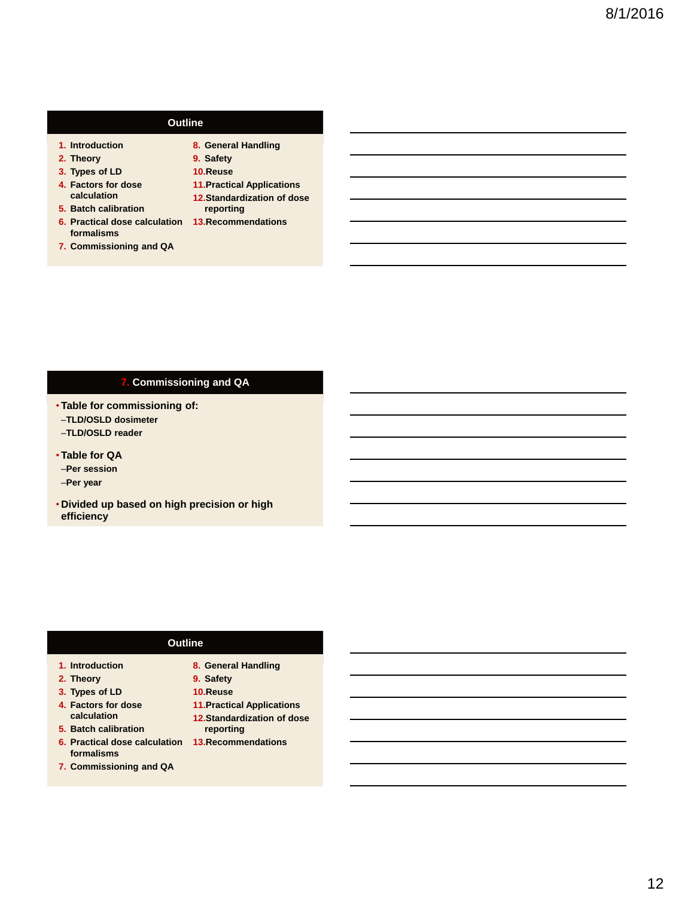## Outline

1. Introduction
2. Theory
3. Types of LD
4. Factors for dose calculation
5. Batch calibration
6. Practical dose calculation formalisms
7. Commissioning and QA
8. General Handling
9. Safety
10. Reuse
11. Practical Applications
12. Standardization of dose reporting
13. Recommendations

## 7. Commissioning and QA

- Table for commissioning of:
  - TLD/OSLD dosimeter
  - TLD/OSLD reader
- Table for QA
  - Per session
  - Per year
- Divided up based on high precision or high efficiency

## Outline

1. Introduction
2. Theory
3. Types of LD
4. Factors for dose calculation
5. Batch calibration
6. Practical dose calculation formalisms
7. Commissioning and QA
8. General Handling
9. Safety
10. Reuse
11. Practical Applications
12. Standardization of dose reporting
13. Recommendations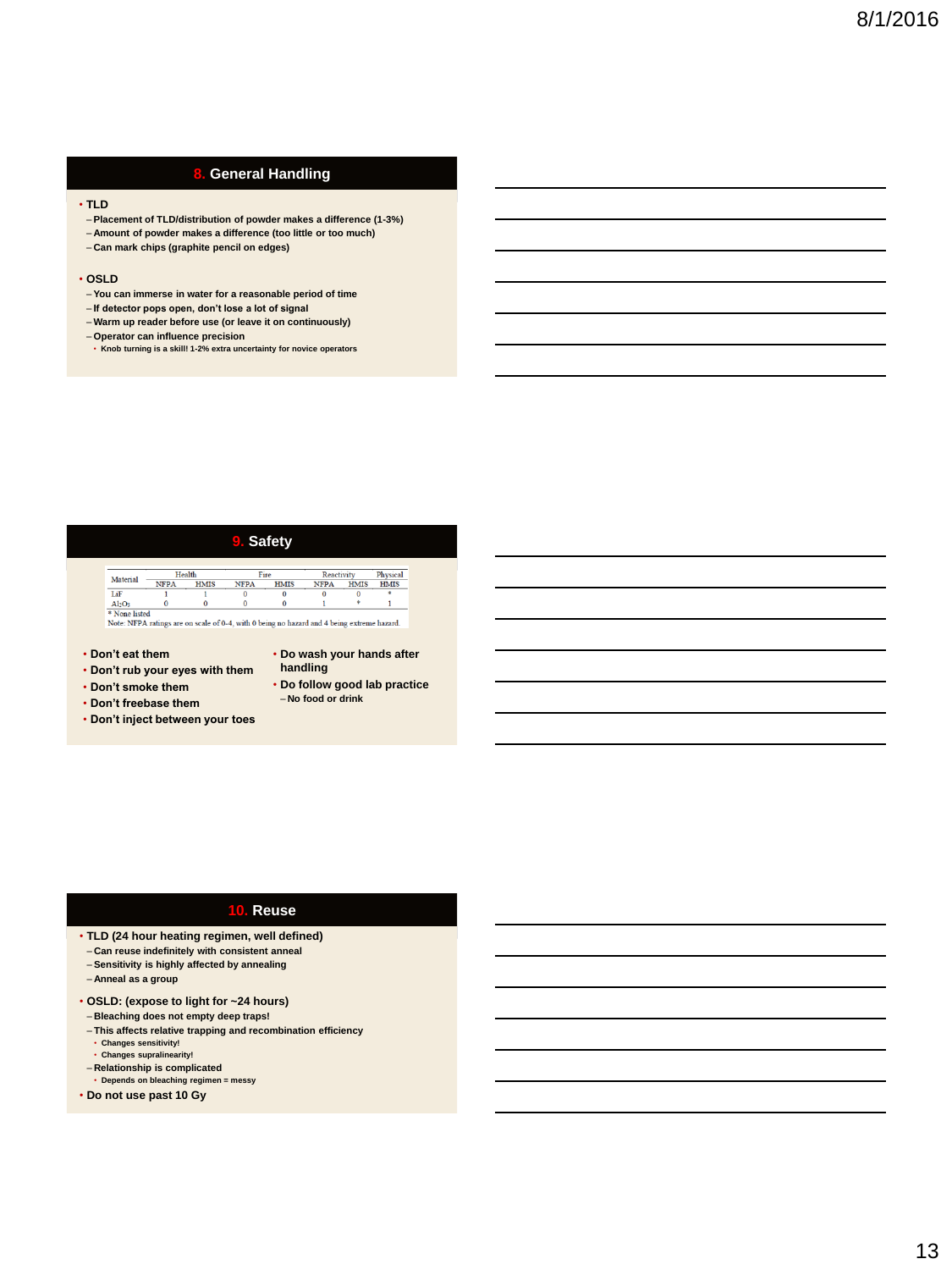## 8. General Handling

- TLD
  - Placement of TLD/distribution of powder makes a difference (1-3%)
  - Amount of powder makes a difference (too little or too much)
  - Can mark chips (graphite pencil on edges)
- OSLD
  - You can immerse in water for a reasonable period of time
  - If detector pops open, don't lose a lot of signal
  - Warm up reader before use (or leave it on continuously)
  - Operator can influence precision
    - Knob turning is a skill! 1-2% extra uncertainty for novice operators

## 9. Safety

| Material | Health | | Fire | | Reactivity | | Physical |
|---|---|---|---|---|---|---|---|
| | NFPA | HMIS | NFPA | HMIS | NFPA | HMIS | HMIS |
| LiF | 1 | 1 | 0 | 0 | 0 | 0 | * |
| $Al_2O_3$ | 0 | 0 | 0 | 0 | 1 | * | 1 |

\* None listed
Note: NFPA ratings are on scale of 0-4, with 0 being no hazard and 4 being extreme hazard.

- Don't eat them
- Don't rub your eyes with them
- Don't smoke them
- Don't freebase them
- Don't inject between your toes
- Do wash your hands after handling
- Do follow good lab practice
  - No food or drink

## 10. Reuse

- TLD (24 hour heating regimen, well defined)
  - Can reuse indefinitely with consistent anneal
  - Sensitivity is highly affected by annealing
  - Anneal as a group
- OSLD: (expose to light for ~24 hours)
  - Bleaching does not empty deep traps!
  - This affects relative trapping and recombination efficiency
    - Changes sensitivity!
    - Changes supralinearity!
  - Relationship is complicated
    - Depends on bleaching regimen = messy
- Do not use past 10 Gy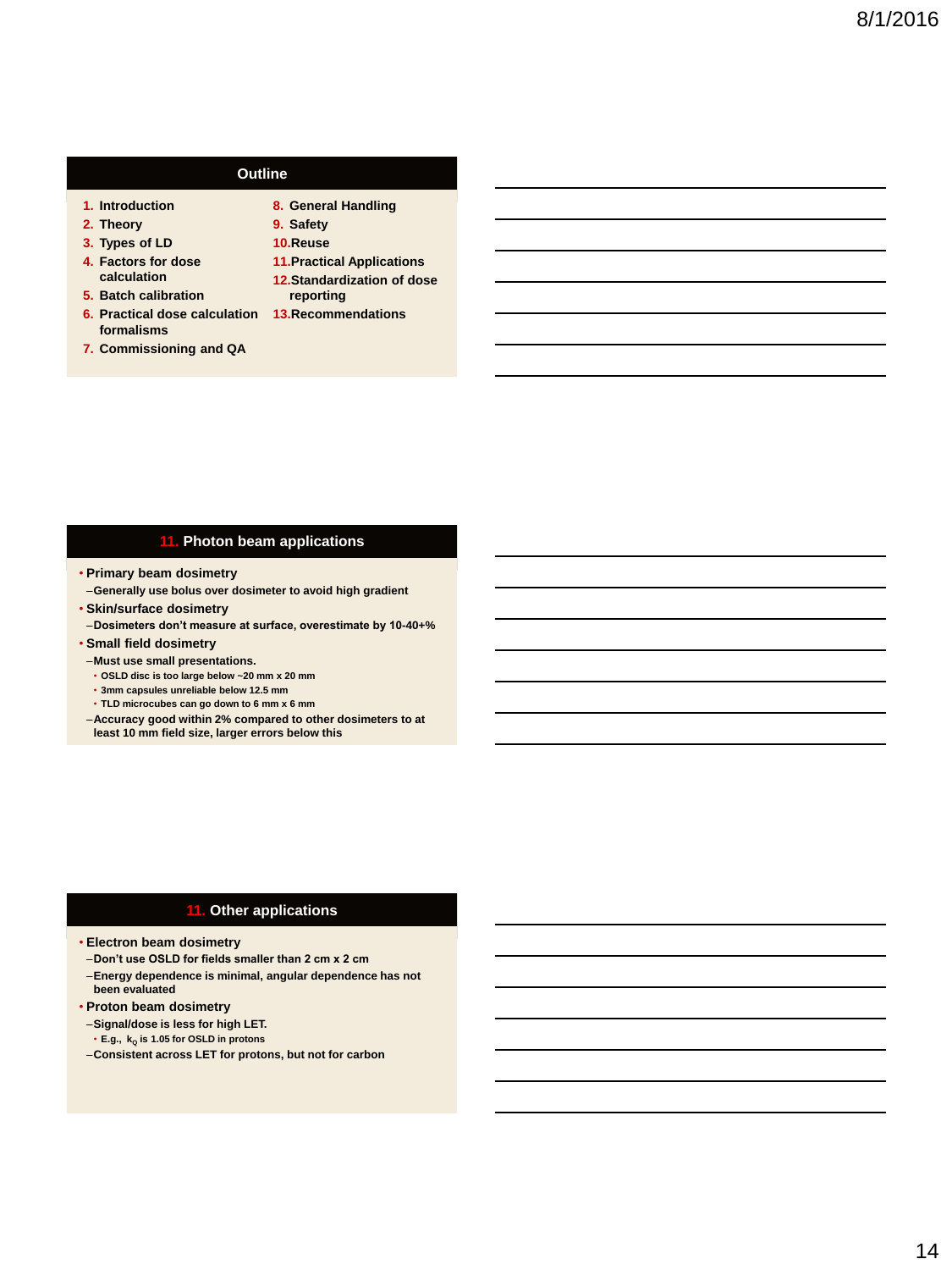## Outline

1. Introduction
2. Theory
3. Types of LD
4. Factors for dose calculation
5. Batch calibration
6. Practical dose calculation formalisms
7. Commissioning and QA
8. General Handling
9. Safety
10. Reuse
11. Practical Applications
12. Standardization of dose reporting
13. Recommendations

## 11. Photon beam applications

- Primary beam dosimetry
  - Generally use bolus over dosimeter to avoid high gradient
- Skin/surface dosimetry
  - Dosimeters don't measure at surface, overestimate by 10-40+%
- Small field dosimetry
  - Must use small presentations.
    - OSLD disc is too large below ~20 mm x 20 mm
    - 3mm capsules unreliable below 12.5 mm
    - TLD microcubes can go down to 6 mm x 6 mm
  - Accuracy good within 2% compared to other dosimeters to at least 10 mm field size, larger errors below this

## 11. Other applications

- Electron beam dosimetry
  - Don't use OSLD for fields smaller than 2 cm x 2 cm
  - Energy dependence is minimal, angular dependence has not been evaluated
- Proton beam dosimetry
  - Signal/dose is less for high LET.
    - E.g., $k_Q$ is 1.05 for OSLD in protons
  - Consistent across LET for protons, but not for carbon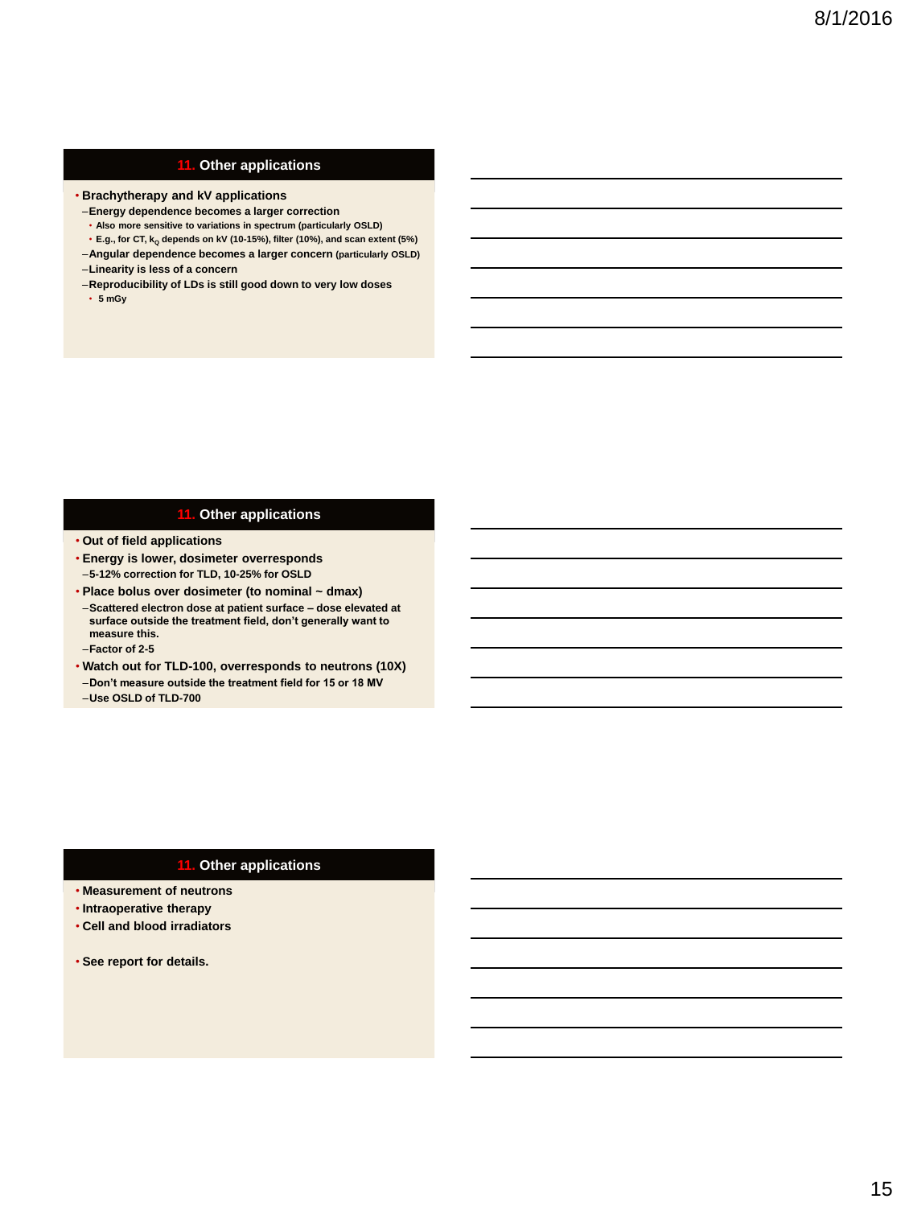## 11. Other applications

- Brachytherapy and kV applications
  - Energy dependence becomes a larger correction
    - Also more sensitive to variations in spectrum (particularly OSLD)
    - E.g., for CT, $k_Q$ depends on kV (10-15%), filter (10%), and scan extent (5%)
  - Angular dependence becomes a larger concern (particularly OSLD)
  - Linearity is less of a concern
  - Reproducibility of LDs is still good down to very low doses
    - 5 mGy

## 11. Other applications

- Out of field applications
- Energy is lower, dosimeter overresponds
  - 5-12% correction for TLD, 10-25% for OSLD
- Place bolus over dosimeter (to nominal ~ dmax)
  - Scattered electron dose at patient surface – dose elevated at surface outside the treatment field, don't generally want to measure this.
  - Factor of 2-5
- Watch out for TLD-100, overresponds to neutrons (10X)
  - Don't measure outside the treatment field for 15 or 18 MV
  - Use OSLD of TLD-700

## 11. Other applications

- Measurement of neutrons
- Intraoperative therapy
- Cell and blood irradiators

- See report for details.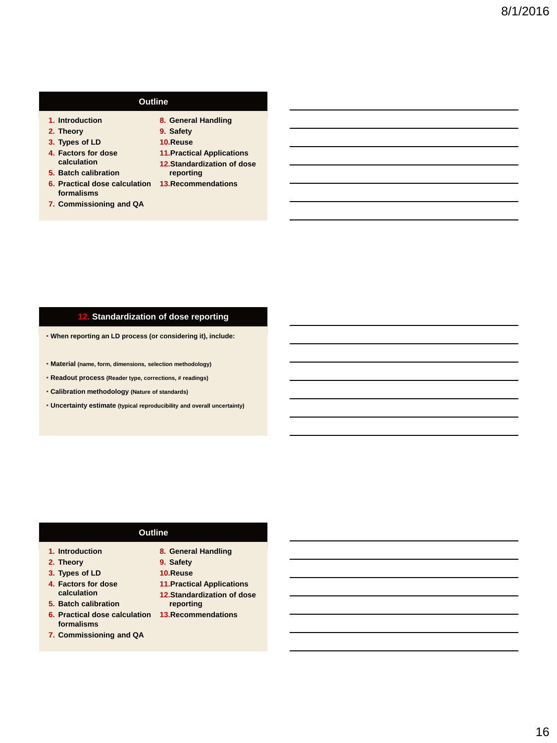## Outline

1. Introduction
2. Theory
3. Types of LD
4. Factors for dose calculation
5. Batch calibration
6. Practical dose calculation formalisms
7. Commissioning and QA
8. General Handling
9. Safety
10. Reuse
11. Practical Applications
12. Standardization of dose reporting
13. Recommendations

## 12. Standardization of dose reporting

- When reporting an LD process (or considering it), include:
- Material (name, form, dimensions, selection methodology)
- Readout process (Reader type, corrections, # readings)
- Calibration methodology (Nature of standards)
- Uncertainty estimate (typical reproducibility and overall uncertainty)

## Outline

1. Introduction
2. Theory
3. Types of LD
4. Factors for dose calculation
5. Batch calibration
6. Practical dose calculation formalisms
7. Commissioning and QA
8. General Handling
9. Safety
10. Reuse
11. Practical Applications
12. Standardization of dose reporting
13. Recommendations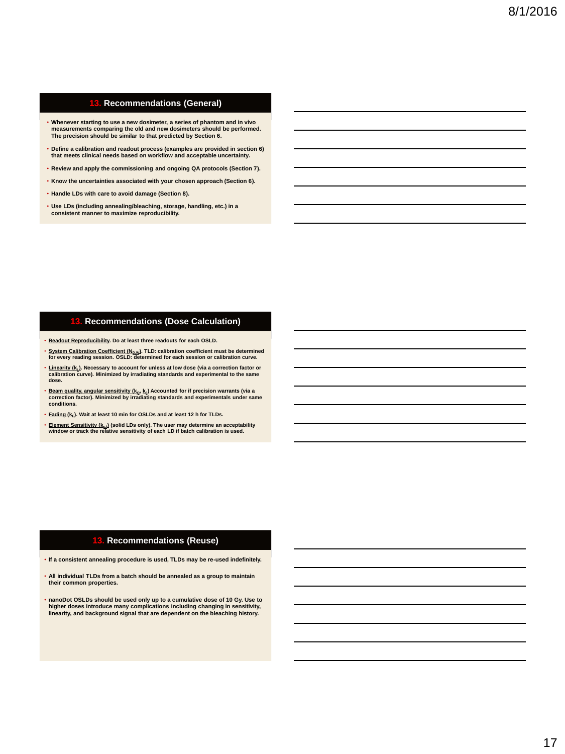## 13. Recommendations (General)

- Whenever starting to use a new dosimeter, a series of phantom and in vivo measurements comparing the old and new dosimeters should be performed. The precision should be similar to that predicted by Section 6.
- Define a calibration and readout process (examples are provided in section 6) that meets clinical needs based on workflow and acceptable uncertainty.
- Review and apply the commissioning and ongoing QA protocols (Section 7).
- Know the uncertainties associated with your chosen approach (Section 6).
- Handle LDs with care to avoid damage (Section 8).
- Use LDs (including annealing/bleaching, storage, handling, etc.) in a consistent manner to maximize reproducibility.

## 13. Recommendations (Dose Calculation)

- Readout Reproducibility. Do at least three readouts for each OSLD.
- System Calibration Coefficient ($N_{D,W}$). TLD: calibration coefficient must be determined for every reading session. OSLD: determined for each session or calibration curve.
- Linearity ($k_L$). Necessary to account for unless at low dose (via a correction factor or calibration curve). Minimized by irradiating standards and experimental to the same dose.
- Beam quality, angular sensitivity ($k_Q$, $k_\theta$) Accounted for if precision warrants (via a correction factor). Minimized by irradiating standards and experimentals under same conditions.
- Fading ($k_F$). Wait at least 10 min for OSLDs and at least 12 h for TLDs.
- Element Sensitivity ($k_{s,i}$) (solid LDs only). The user may determine an acceptability window or track the relative sensitivity of each LD if batch calibration is used.

## 13. Recommendations (Reuse)

- If a consistent annealing procedure is used, TLDs may be re-used indefinitely.
- All individual TLDs from a batch should be annealed as a group to maintain their common properties.
- nanoDot OSLDs should be used only up to a cumulative dose of 10 Gy. Use to higher doses introduce many complications including changing in sensitivity, linearity, and background signal that are dependent on the bleaching history.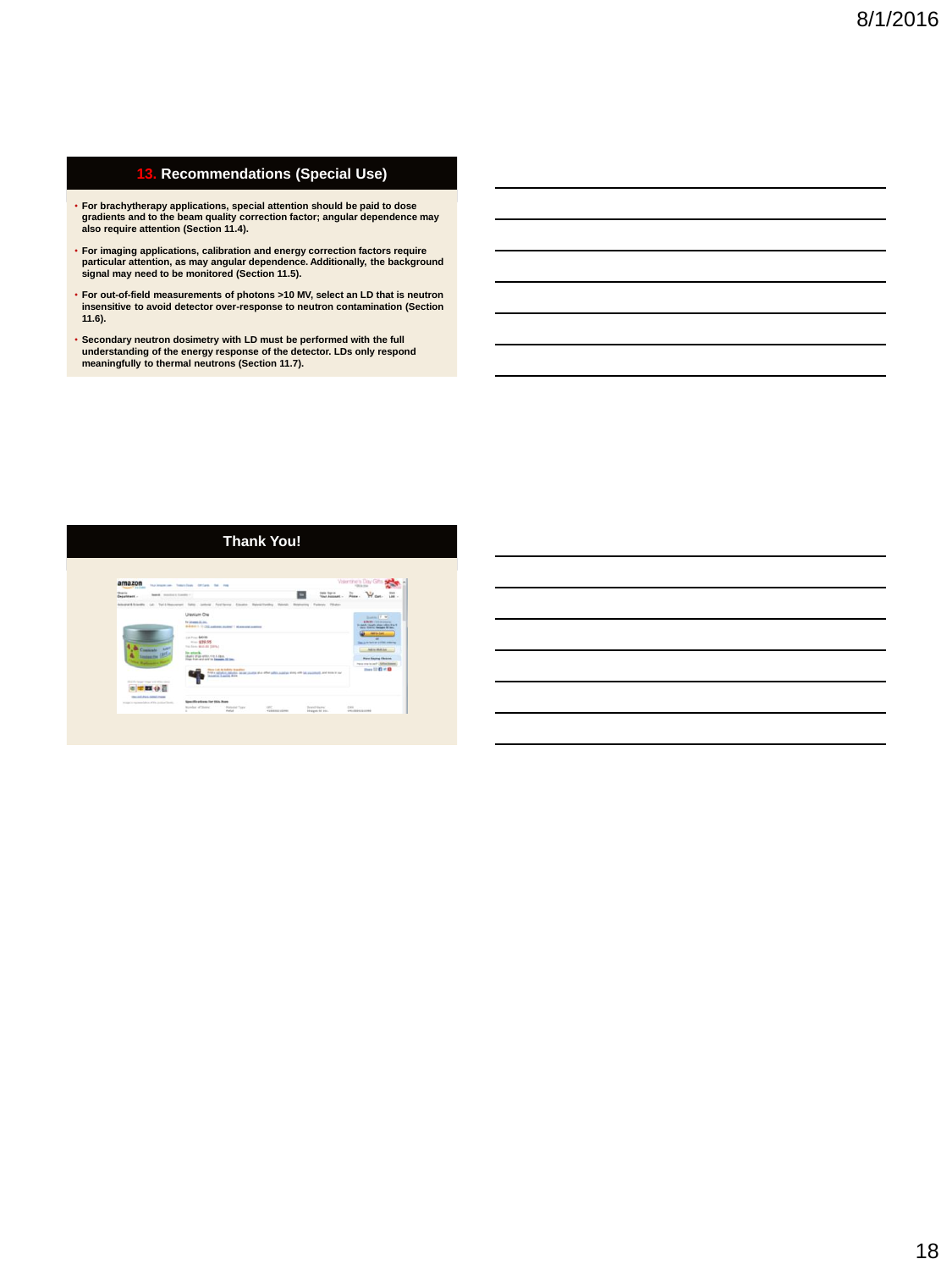## 13. Recommendations (Special Use)

- For brachytherapy applications, special attention should be paid to dose gradients and to the beam quality correction factor; angular dependence may also require attention (Section 11.4).
- For imaging applications, calibration and energy correction factors require particular attention, as may angular dependence. Additionally, the background signal may need to be monitored (Section 11.5).
- For out-of-field measurements of photons >10 MV, select an LD that is neutron insensitive to avoid detector over-response to neutron contamination (Section 11.6).
- Secondary neutron dosimetry with LD must be performed with the full understanding of the energy response of the detector. LDs only respond meaningfully to thermal neutrons (Section 11.7).

## Thank You!